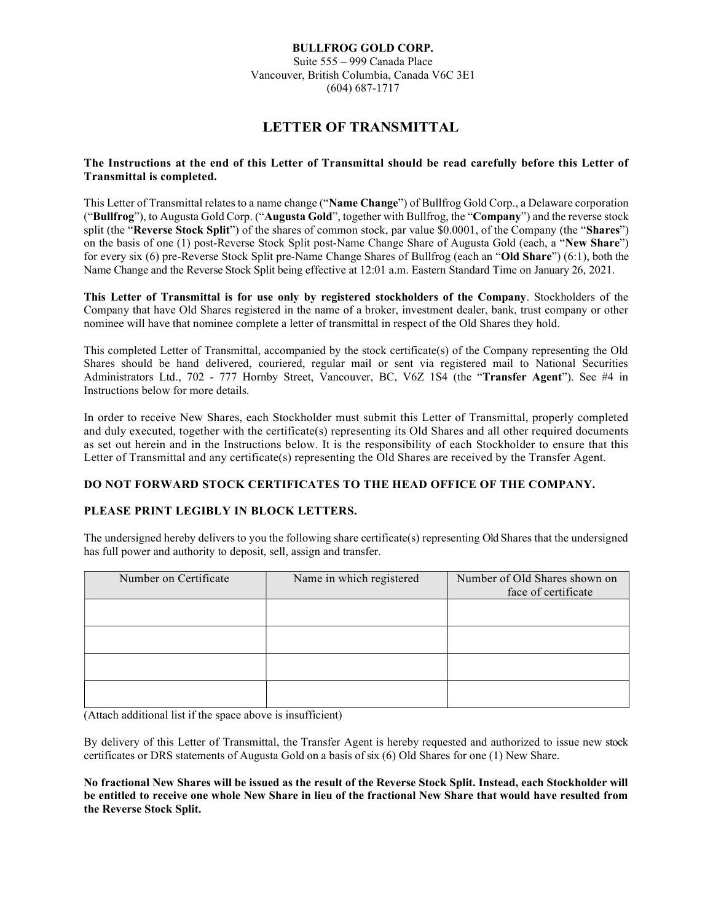**BULLFROG GOLD CORP.**
Suite 555 – 999 Canada Place
Vancouver, British Columbia, Canada V6C 3E1
(604) 687-1717

# LETTER OF TRANSMITTAL

**The Instructions at the end of this Letter of Transmittal should be read carefully before this Letter of Transmittal is completed.**

This Letter of Transmittal relates to a name change ("**Name Change**") of Bullfrog Gold Corp., a Delaware corporation ("**Bullfrog**"), to Augusta Gold Corp. ("**Augusta Gold**", together with Bullfrog, the "**Company**") and the reverse stock split (the "**Reverse Stock Split**") of the shares of common stock, par value $0.0001, of the Company (the "**Shares**") on the basis of one (1) post-Reverse Stock Split post-Name Change Share of Augusta Gold (each, a "**New Share**") for every six (6) pre-Reverse Stock Split pre-Name Change Shares of Bullfrog (each an "**Old Share**") (6:1), both the Name Change and the Reverse Stock Split being effective at 12:01 a.m. Eastern Standard Time on January 26, 2021.

**This Letter of Transmittal is for use only by registered stockholders of the Company**. Stockholders of the Company that have Old Shares registered in the name of a broker, investment dealer, bank, trust company or other nominee will have that nominee complete a letter of transmittal in respect of the Old Shares they hold.

This completed Letter of Transmittal, accompanied by the stock certificate(s) of the Company representing the Old Shares should be hand delivered, couriered, regular mail or sent via registered mail to National Securities Administrators Ltd., 702 - 777 Hornby Street, Vancouver, BC, V6Z 1S4 (the "**Transfer Agent**"). See #4 in Instructions below for more details.

In order to receive New Shares, each Stockholder must submit this Letter of Transmittal, properly completed and duly executed, together with the certificate(s) representing its Old Shares and all other required documents as set out herein and in the Instructions below. It is the responsibility of each Stockholder to ensure that this Letter of Transmittal and any certificate(s) representing the Old Shares are received by the Transfer Agent.

**DO NOT FORWARD STOCK CERTIFICATES TO THE HEAD OFFICE OF THE COMPANY.**

**PLEASE PRINT LEGIBLY IN BLOCK LETTERS.**

The undersigned hereby delivers to you the following share certificate(s) representing Old Shares that the undersigned has full power and authority to deposit, sell, assign and transfer.

| Number on Certificate | Name in which registered | Number of Old Shares shown on face of certificate |
|---|---|---|
| | | |
| | | |
| | | |
| | | |

(Attach additional list if the space above is insufficient)

By delivery of this Letter of Transmittal, the Transfer Agent is hereby requested and authorized to issue new stock certificates or DRS statements of Augusta Gold on a basis of six (6) Old Shares for one (1) New Share.

**No fractional New Shares will be issued as the result of the Reverse Stock Split. Instead, each Stockholder will be entitled to receive one whole New Share in lieu of the fractional New Share that would have resulted from the Reverse Stock Split.**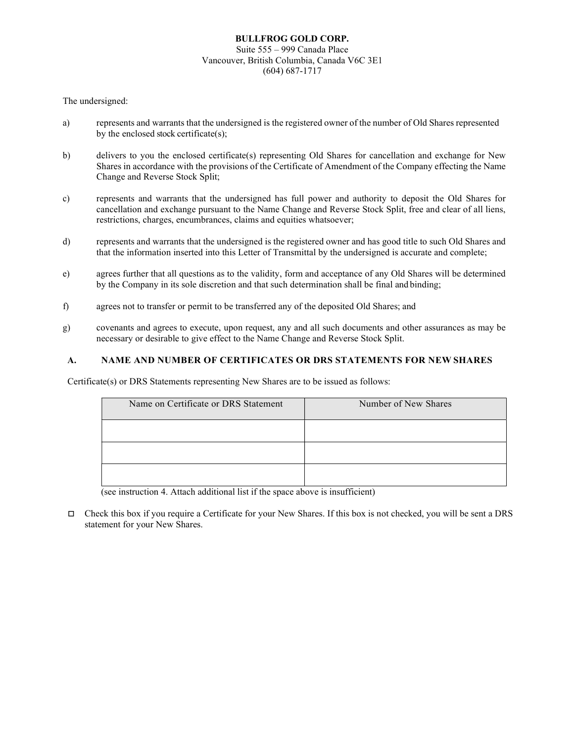**BULLFROG GOLD CORP.**
Suite 555 – 999 Canada Place
Vancouver, British Columbia, Canada V6C 3E1
(604) 687-1717

The undersigned:

a) represents and warrants that the undersigned is the registered owner of the number of Old Shares represented by the enclosed stock certificate(s);

b) delivers to you the enclosed certificate(s) representing Old Shares for cancellation and exchange for New Shares in accordance with the provisions of the Certificate of Amendment of the Company effecting the Name Change and Reverse Stock Split;

c) represents and warrants that the undersigned has full power and authority to deposit the Old Shares for cancellation and exchange pursuant to the Name Change and Reverse Stock Split, free and clear of all liens, restrictions, charges, encumbrances, claims and equities whatsoever;

d) represents and warrants that the undersigned is the registered owner and has good title to such Old Shares and that the information inserted into this Letter of Transmittal by the undersigned is accurate and complete;

e) agrees further that all questions as to the validity, form and acceptance of any Old Shares will be determined by the Company in its sole discretion and that such determination shall be final and binding;

f) agrees not to transfer or permit to be transferred any of the deposited Old Shares; and

g) covenants and agrees to execute, upon request, any and all such documents and other assurances as may be necessary or desirable to give effect to the Name Change and Reverse Stock Split.

## A. NAME AND NUMBER OF CERTIFICATES OR DRS STATEMENTS FOR NEW SHARES

Certificate(s) or DRS Statements representing New Shares are to be issued as follows:

| Name on Certificate or DRS Statement | Number of New Shares |
|---|---|
| | |
| | |
| | |

(see instruction 4. Attach additional list if the space above is insufficient)

☐ Check this box if you require a Certificate for your New Shares. If this box is not checked, you will be sent a DRS statement for your New Shares.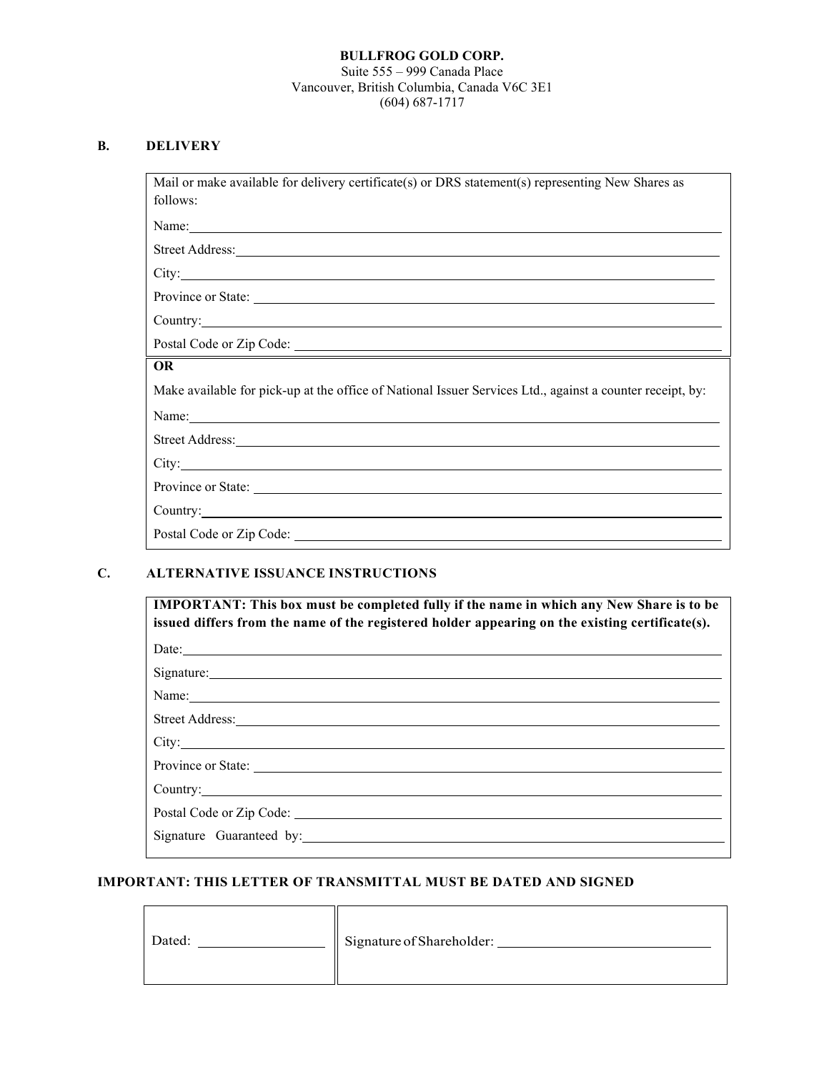**BULLFROG GOLD CORP.**
Suite 555 – 999 Canada Place
Vancouver, British Columbia, Canada V6C 3E1
(604) 687-1717

## B. DELIVERY

Mail or make available for delivery certificate(s) or DRS statement(s) representing New Shares as follows:

Name: ______________________________

Street Address: ______________________________

City: ______________________________

Province or State: ______________________________

Country: ______________________________

Postal Code or Zip Code: ______________________________

**OR**

Make available for pick-up at the office of National Issuer Services Ltd., against a counter receipt, by:

Name: ______________________________

Street Address: ______________________________

City: ______________________________

Province or State: ______________________________

Country: ______________________________

Postal Code or Zip Code: ______________________________

## C. ALTERNATIVE ISSUANCE INSTRUCTIONS

**IMPORTANT: This box must be completed fully if the name in which any New Share is to be issued differs from the name of the registered holder appearing on the existing certificate(s).**

Date: ______________________________

Signature: ______________________________

Name: ______________________________

Street Address: ______________________________

City: ______________________________

Province or State: ______________________________

Country: ______________________________

Postal Code or Zip Code: ______________________________

Signature Guaranteed by: ______________________________

**IMPORTANT: THIS LETTER OF TRANSMITTAL MUST BE DATED AND SIGNED**

| Dated: ____________ | Signature of Shareholder: ______________________ |
| --- | --- |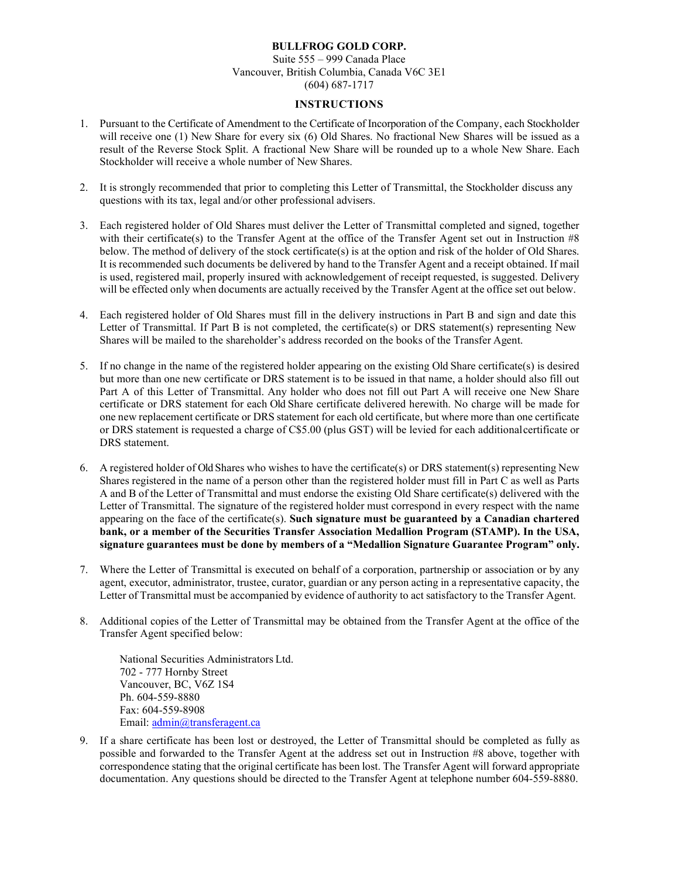**BULLFROG GOLD CORP.**

Suite 555 – 999 Canada Place
Vancouver, British Columbia, Canada V6C 3E1
(604) 687-1717

## INSTRUCTIONS

1. Pursuant to the Certificate of Amendment to the Certificate of Incorporation of the Company, each Stockholder will receive one (1) New Share for every six (6) Old Shares. No fractional New Shares will be issued as a result of the Reverse Stock Split. A fractional New Share will be rounded up to a whole New Share. Each Stockholder will receive a whole number of New Shares.

2. It is strongly recommended that prior to completing this Letter of Transmittal, the Stockholder discuss any questions with its tax, legal and/or other professional advisers.

3. Each registered holder of Old Shares must deliver the Letter of Transmittal completed and signed, together with their certificate(s) to the Transfer Agent at the office of the Transfer Agent set out in Instruction #8 below. The method of delivery of the stock certificate(s) is at the option and risk of the holder of Old Shares. It is recommended such documents be delivered by hand to the Transfer Agent and a receipt obtained. If mail is used, registered mail, properly insured with acknowledgement of receipt requested, is suggested. Delivery will be effected only when documents are actually received by the Transfer Agent at the office set out below.

4. Each registered holder of Old Shares must fill in the delivery instructions in Part B and sign and date this Letter of Transmittal. If Part B is not completed, the certificate(s) or DRS statement(s) representing New Shares will be mailed to the shareholder's address recorded on the books of the Transfer Agent.

5. If no change in the name of the registered holder appearing on the existing Old Share certificate(s) is desired but more than one new certificate or DRS statement is to be issued in that name, a holder should also fill out Part A of this Letter of Transmittal. Any holder who does not fill out Part A will receive one New Share certificate or DRS statement for each Old Share certificate delivered herewith. No charge will be made for one new replacement certificate or DRS statement for each old certificate, but where more than one certificate or DRS statement is requested a charge of C$5.00 (plus GST) will be levied for each additional certificate or DRS statement.

6. A registered holder of Old Shares who wishes to have the certificate(s) or DRS statement(s) representing New Shares registered in the name of a person other than the registered holder must fill in Part C as well as Parts A and B of the Letter of Transmittal and must endorse the existing Old Share certificate(s) delivered with the Letter of Transmittal. The signature of the registered holder must correspond in every respect with the name appearing on the face of the certificate(s). **Such signature must be guaranteed by a Canadian chartered bank, or a member of the Securities Transfer Association Medallion Program (STAMP). In the USA, signature guarantees must be done by members of a "Medallion Signature Guarantee Program" only.**

7. Where the Letter of Transmittal is executed on behalf of a corporation, partnership or association or by any agent, executor, administrator, trustee, curator, guardian or any person acting in a representative capacity, the Letter of Transmittal must be accompanied by evidence of authority to act satisfactory to the Transfer Agent.

8. Additional copies of the Letter of Transmittal may be obtained from the Transfer Agent at the office of the Transfer Agent specified below:

   National Securities Administrators Ltd.
   702 - 777 Hornby Street
   Vancouver, BC, V6Z 1S4
   Ph. 604-559-8880
   Fax: 604-559-8908
   Email: admin@transferagent.ca

9. If a share certificate has been lost or destroyed, the Letter of Transmittal should be completed as fully as possible and forwarded to the Transfer Agent at the address set out in Instruction #8 above, together with correspondence stating that the original certificate has been lost. The Transfer Agent will forward appropriate documentation. Any questions should be directed to the Transfer Agent at telephone number 604-559-8880.